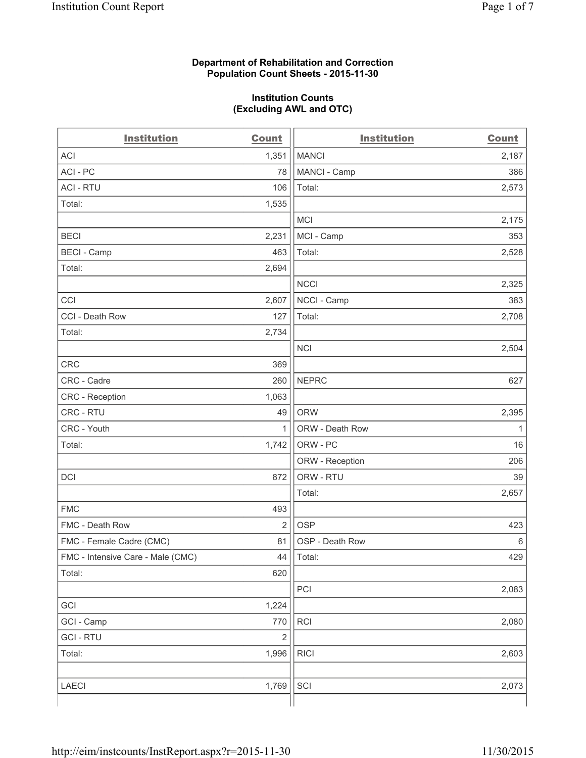**Department of Rehabilitation and Correction**
**Population Count Sheets - 2015-11-30**

**Institution Counts**
**(Excluding AWL and OTC)**

| Institution | Count | Institution | Count |
|---|---|---|---|
| ACI | 1,351 | MANCI | 2,187 |
| ACI - PC | 78 | MANCI - Camp | 386 |
| ACI - RTU | 106 | Total: | 2,573 |
| Total: | 1,535 | | |
| | | MCI | 2,175 |
| BECI | 2,231 | MCI - Camp | 353 |
| BECI - Camp | 463 | Total: | 2,528 |
| Total: | 2,694 | | |
| | | NCCI | 2,325 |
| CCI | 2,607 | NCCI - Camp | 383 |
| CCI - Death Row | 127 | Total: | 2,708 |
| Total: | 2,734 | | |
| | | NCI | 2,504 |
| CRC | 369 | | |
| CRC - Cadre | 260 | NEPRC | 627 |
| CRC - Reception | 1,063 | | |
| CRC - RTU | 49 | ORW | 2,395 |
| CRC - Youth | 1 | ORW - Death Row | 1 |
| Total: | 1,742 | ORW - PC | 16 |
| | | ORW - Reception | 206 |
| DCI | 872 | ORW - RTU | 39 |
| | | Total: | 2,657 |
| FMC | 493 | | |
| FMC - Death Row | 2 | OSP | 423 |
| FMC - Female Cadre (CMC) | 81 | OSP - Death Row | 6 |
| FMC - Intensive Care - Male (CMC) | 44 | Total: | 429 |
| Total: | 620 | | |
| | | PCI | 2,083 |
| GCI | 1,224 | | |
| GCI - Camp | 770 | RCI | 2,080 |
| GCI - RTU | 2 | | |
| Total: | 1,996 | RICI | 2,603 |
| | | | |
| LAECI | 1,769 | SCI | 2,073 |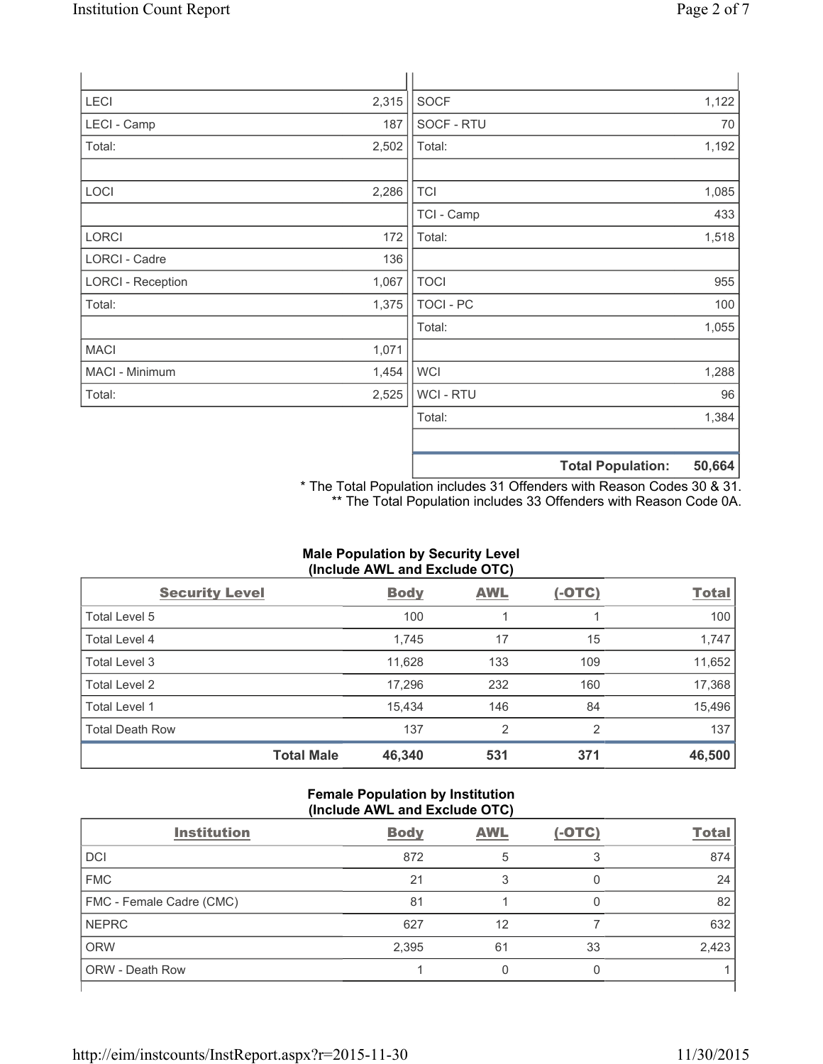| | | | |
|---|---|---|---|
| LECI | 2,315 | SOCF | 1,122 |
| LECI - Camp | 187 | SOCF - RTU | 70 |
| Total: | 2,502 | Total: | 1,192 |
| | | | |
| LOCI | 2,286 | TCI | 1,085 |
| | | TCI - Camp | 433 |
| LORCI | 172 | Total: | 1,518 |
| LORCI - Cadre | 136 | | |
| LORCI - Reception | 1,067 | TOCI | 955 |
| Total: | 1,375 | TOCI - PC | 100 |
| | | Total: | 1,055 |
| MACI | 1,071 | | |
| MACI - Minimum | 1,454 | WCI | 1,288 |
| Total: | 2,525 | WCI - RTU | 96 |
| | | Total: | 1,384 |
| | | | |
| | | **Total Population:** | **50,664** |

* The Total Population includes 31 Offenders with Reason Codes 30 & 31.
** The Total Population includes 33 Offenders with Reason Code 0A.

**Male Population by Security Level (Include AWL and Exclude OTC)**

| Security Level | Body | AWL | (-OTC) | Total |
|---|---|---|---|---|
| Total Level 5 | 100 | 1 | 1 | 100 |
| Total Level 4 | 1,745 | 17 | 15 | 1,747 |
| Total Level 3 | 11,628 | 133 | 109 | 11,652 |
| Total Level 2 | 17,296 | 232 | 160 | 17,368 |
| Total Level 1 | 15,434 | 146 | 84 | 15,496 |
| Total Death Row | 137 | 2 | 2 | 137 |
| **Total Male** | **46,340** | **531** | **371** | **46,500** |

**Female Population by Institution (Include AWL and Exclude OTC)**

| Institution | Body | AWL | (-OTC) | Total |
|---|---|---|---|---|
| DCI | 872 | 5 | 3 | 874 |
| FMC | 21 | 3 | 0 | 24 |
| FMC - Female Cadre (CMC) | 81 | 1 | 0 | 82 |
| NEPRC | 627 | 12 | 7 | 632 |
| ORW | 2,395 | 61 | 33 | 2,423 |
| ORW - Death Row | 1 | 0 | 0 | 1 |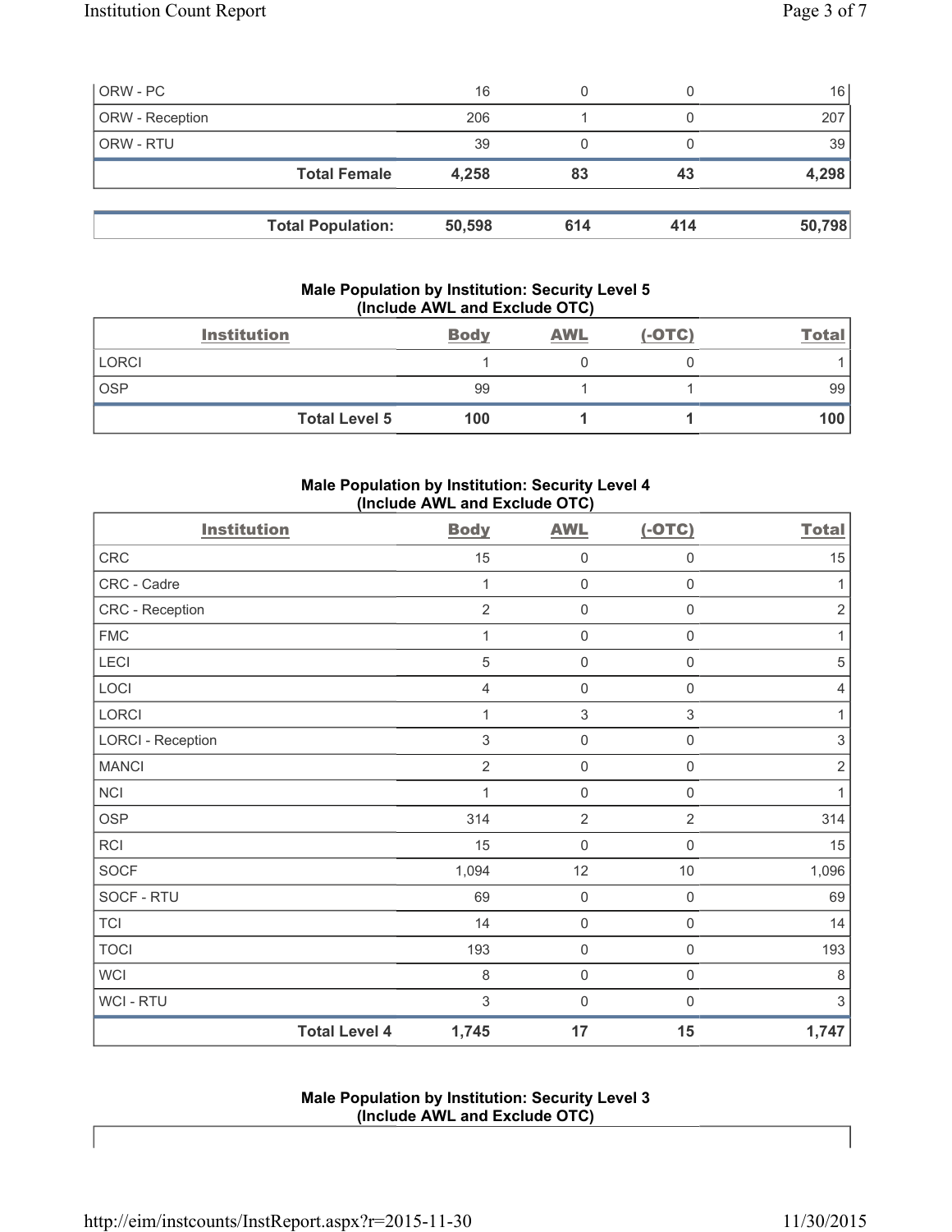| ORW - PC | 16 | 0 | 0 | 16 |
|---|---|---|---|---|
| ORW - Reception | 206 | 1 | 0 | 207 |
| ORW - RTU | 39 | 0 | 0 | 39 |
| **Total Female** | **4,258** | **83** | **43** | **4,298** |

| **Total Population:** | **50,598** | **614** | **414** | **50,798** |
|---|---|---|---|---|

## Male Population by Institution: Security Level 5 (Include AWL and Exclude OTC)

| Institution | Body | AWL | (-OTC) | Total |
|---|---|---|---|---|
| LORCI | 1 | 0 | 0 | 1 |
| OSP | 99 | 1 | 1 | 99 |
| **Total Level 5** | **100** | **1** | **1** | **100** |

## Male Population by Institution: Security Level 4 (Include AWL and Exclude OTC)

| Institution | Body | AWL | (-OTC) | Total |
|---|---|---|---|---|
| CRC | 15 | 0 | 0 | 15 |
| CRC - Cadre | 1 | 0 | 0 | 1 |
| CRC - Reception | 2 | 0 | 0 | 2 |
| FMC | 1 | 0 | 0 | 1 |
| LECI | 5 | 0 | 0 | 5 |
| LOCI | 4 | 0 | 0 | 4 |
| LORCI | 1 | 3 | 3 | 1 |
| LORCI - Reception | 3 | 0 | 0 | 3 |
| MANCI | 2 | 0 | 0 | 2 |
| NCI | 1 | 0 | 0 | 1 |
| OSP | 314 | 2 | 2 | 314 |
| RCI | 15 | 0 | 0 | 15 |
| SOCF | 1,094 | 12 | 10 | 1,096 |
| SOCF - RTU | 69 | 0 | 0 | 69 |
| TCI | 14 | 0 | 0 | 14 |
| TOCI | 193 | 0 | 0 | 193 |
| WCI | 8 | 0 | 0 | 8 |
| WCI - RTU | 3 | 0 | 0 | 3 |
| **Total Level 4** | **1,745** | **17** | **15** | **1,747** |

## Male Population by Institution: Security Level 3 (Include AWL and Exclude OTC)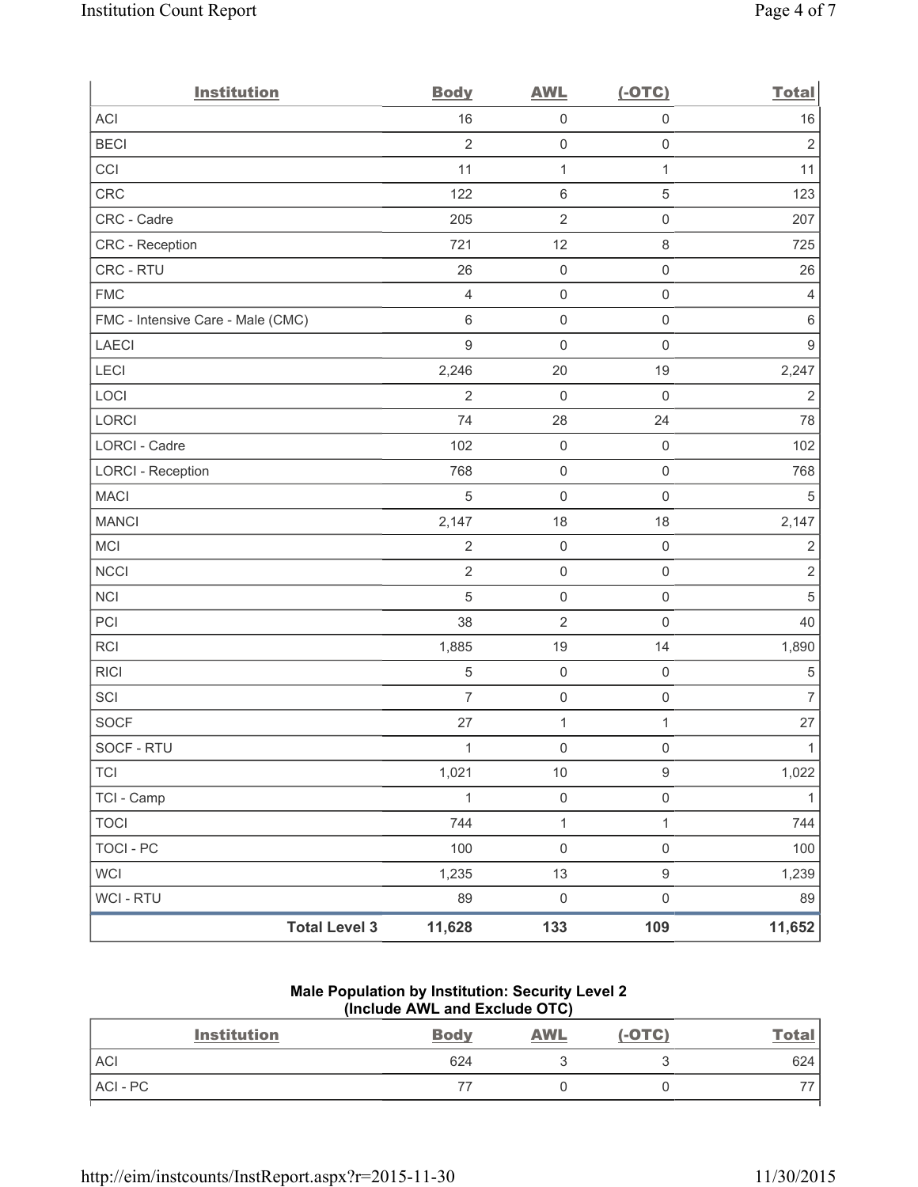| Institution | Body | AWL | (-OTC) | Total |
|---|---|---|---|---|
| ACI | 16 | 0 | 0 | 16 |
| BECI | 2 | 0 | 0 | 2 |
| CCI | 11 | 1 | 1 | 11 |
| CRC | 122 | 6 | 5 | 123 |
| CRC - Cadre | 205 | 2 | 0 | 207 |
| CRC - Reception | 721 | 12 | 8 | 725 |
| CRC - RTU | 26 | 0 | 0 | 26 |
| FMC | 4 | 0 | 0 | 4 |
| FMC - Intensive Care - Male (CMC) | 6 | 0 | 0 | 6 |
| LAECI | 9 | 0 | 0 | 9 |
| LECI | 2,246 | 20 | 19 | 2,247 |
| LOCI | 2 | 0 | 0 | 2 |
| LORCI | 74 | 28 | 24 | 78 |
| LORCI - Cadre | 102 | 0 | 0 | 102 |
| LORCI - Reception | 768 | 0 | 0 | 768 |
| MACI | 5 | 0 | 0 | 5 |
| MANCI | 2,147 | 18 | 18 | 2,147 |
| MCI | 2 | 0 | 0 | 2 |
| NCCI | 2 | 0 | 0 | 2 |
| NCI | 5 | 0 | 0 | 5 |
| PCI | 38 | 2 | 0 | 40 |
| RCI | 1,885 | 19 | 14 | 1,890 |
| RICI | 5 | 0 | 0 | 5 |
| SCI | 7 | 0 | 0 | 7 |
| SOCF | 27 | 1 | 1 | 27 |
| SOCF - RTU | 1 | 0 | 0 | 1 |
| TCI | 1,021 | 10 | 9 | 1,022 |
| TCI - Camp | 1 | 0 | 0 | 1 |
| TOCI | 744 | 1 | 1 | 744 |
| TOCI - PC | 100 | 0 | 0 | 100 |
| WCI | 1,235 | 13 | 9 | 1,239 |
| WCI - RTU | 89 | 0 | 0 | 89 |
| **Total Level 3** | **11,628** | **133** | **109** | **11,652** |

### Male Population by Institution: Security Level 2 (Include AWL and Exclude OTC)

| Institution | Body | AWL | (-OTC) | Total |
|---|---|---|---|---|
| ACI | 624 | 3 | 3 | 624 |
| ACI - PC | 77 | 0 | 0 | 77 |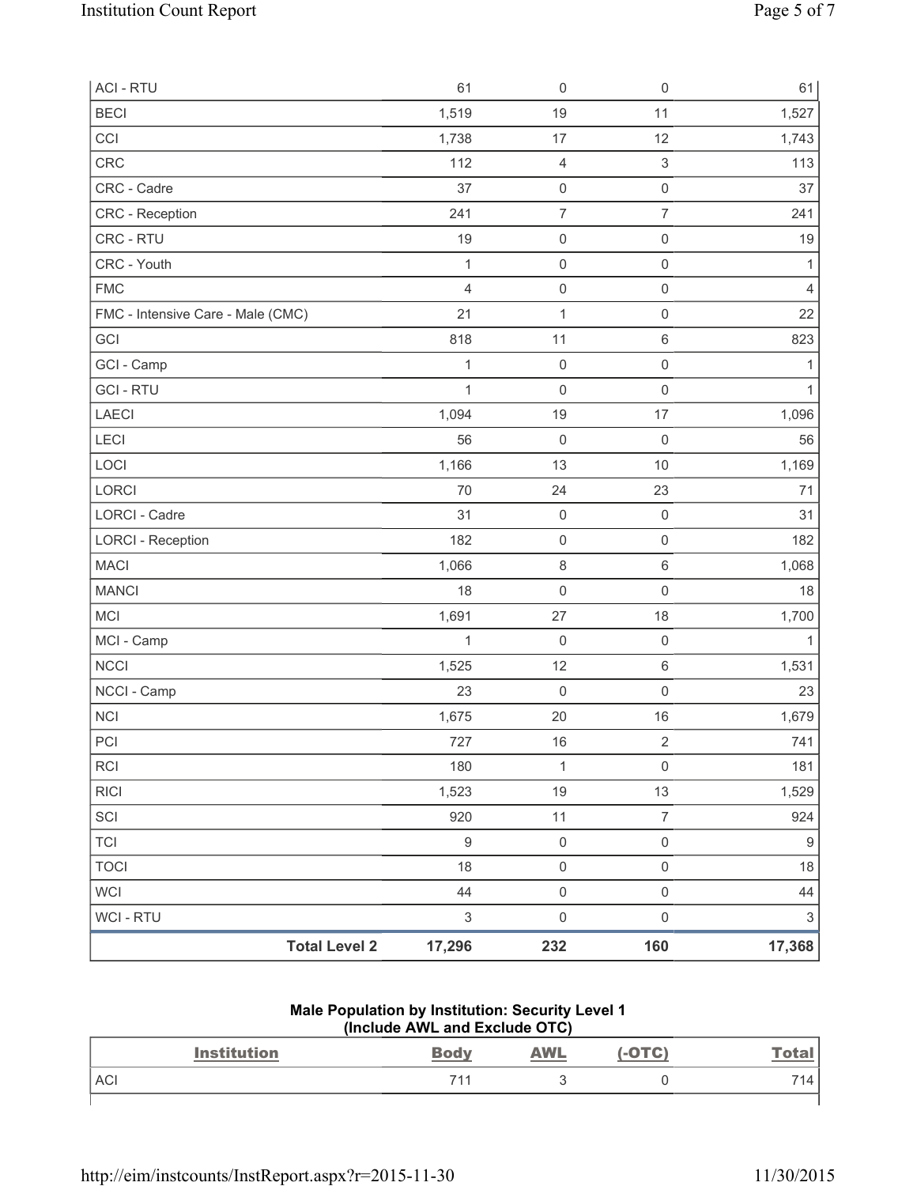| | | | | |
|---|---|---|---|---|
| ACI - RTU | 61 | 0 | 0 | 61 |
| BECI | 1,519 | 19 | 11 | 1,527 |
| CCI | 1,738 | 17 | 12 | 1,743 |
| CRC | 112 | 4 | 3 | 113 |
| CRC - Cadre | 37 | 0 | 0 | 37 |
| CRC - Reception | 241 | 7 | 7 | 241 |
| CRC - RTU | 19 | 0 | 0 | 19 |
| CRC - Youth | 1 | 0 | 0 | 1 |
| FMC | 4 | 0 | 0 | 4 |
| FMC - Intensive Care - Male (CMC) | 21 | 1 | 0 | 22 |
| GCI | 818 | 11 | 6 | 823 |
| GCI - Camp | 1 | 0 | 0 | 1 |
| GCI - RTU | 1 | 0 | 0 | 1 |
| LAECI | 1,094 | 19 | 17 | 1,096 |
| LECI | 56 | 0 | 0 | 56 |
| LOCI | 1,166 | 13 | 10 | 1,169 |
| LORCI | 70 | 24 | 23 | 71 |
| LORCI - Cadre | 31 | 0 | 0 | 31 |
| LORCI - Reception | 182 | 0 | 0 | 182 |
| MACI | 1,066 | 8 | 6 | 1,068 |
| MANCI | 18 | 0 | 0 | 18 |
| MCI | 1,691 | 27 | 18 | 1,700 |
| MCI - Camp | 1 | 0 | 0 | 1 |
| NCCI | 1,525 | 12 | 6 | 1,531 |
| NCCI - Camp | 23 | 0 | 0 | 23 |
| NCI | 1,675 | 20 | 16 | 1,679 |
| PCI | 727 | 16 | 2 | 741 |
| RCI | 180 | 1 | 0 | 181 |
| RICI | 1,523 | 19 | 13 | 1,529 |
| SCI | 920 | 11 | 7 | 924 |
| TCI | 9 | 0 | 0 | 9 |
| TOCI | 18 | 0 | 0 | 18 |
| WCI | 44 | 0 | 0 | 44 |
| WCI - RTU | 3 | 0 | 0 | 3 |
| **Total Level 2** | **17,296** | **232** | **160** | **17,368** |

**Male Population by Institution: Security Level 1 (Include AWL and Exclude OTC)**

| Institution | Body | AWL | (-OTC) | Total |
|---|---|---|---|---|
| ACI | 711 | 3 | 0 | 714 |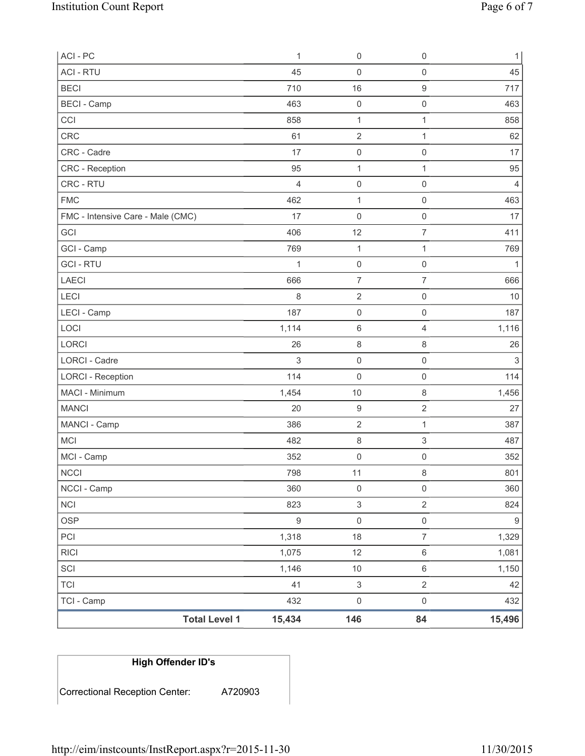| | | | | |
|---|---|---|---|---|
| ACI - PC | 1 | 0 | 0 | 1 |
| ACI - RTU | 45 | 0 | 0 | 45 |
| BECI | 710 | 16 | 9 | 717 |
| BECI - Camp | 463 | 0 | 0 | 463 |
| CCI | 858 | 1 | 1 | 858 |
| CRC | 61 | 2 | 1 | 62 |
| CRC - Cadre | 17 | 0 | 0 | 17 |
| CRC - Reception | 95 | 1 | 1 | 95 |
| CRC - RTU | 4 | 0 | 0 | 4 |
| FMC | 462 | 1 | 0 | 463 |
| FMC - Intensive Care - Male (CMC) | 17 | 0 | 0 | 17 |
| GCI | 406 | 12 | 7 | 411 |
| GCI - Camp | 769 | 1 | 1 | 769 |
| GCI - RTU | 1 | 0 | 0 | 1 |
| LAECI | 666 | 7 | 7 | 666 |
| LECI | 8 | 2 | 0 | 10 |
| LECI - Camp | 187 | 0 | 0 | 187 |
| LOCI | 1,114 | 6 | 4 | 1,116 |
| LORCI | 26 | 8 | 8 | 26 |
| LORCI - Cadre | 3 | 0 | 0 | 3 |
| LORCI - Reception | 114 | 0 | 0 | 114 |
| MACI - Minimum | 1,454 | 10 | 8 | 1,456 |
| MANCI | 20 | 9 | 2 | 27 |
| MANCI - Camp | 386 | 2 | 1 | 387 |
| MCI | 482 | 8 | 3 | 487 |
| MCI - Camp | 352 | 0 | 0 | 352 |
| NCCI | 798 | 11 | 8 | 801 |
| NCCI - Camp | 360 | 0 | 0 | 360 |
| NCI | 823 | 3 | 2 | 824 |
| OSP | 9 | 0 | 0 | 9 |
| PCI | 1,318 | 18 | 7 | 1,329 |
| RICI | 1,075 | 12 | 6 | 1,081 |
| SCI | 1,146 | 10 | 6 | 1,150 |
| TCI | 41 | 3 | 2 | 42 |
| TCI - Camp | 432 | 0 | 0 | 432 |
| **Total Level 1** | **15,434** | **146** | **84** | **15,496** |

| High Offender ID's | |
|---|---|
| Correctional Reception Center: | A720903 |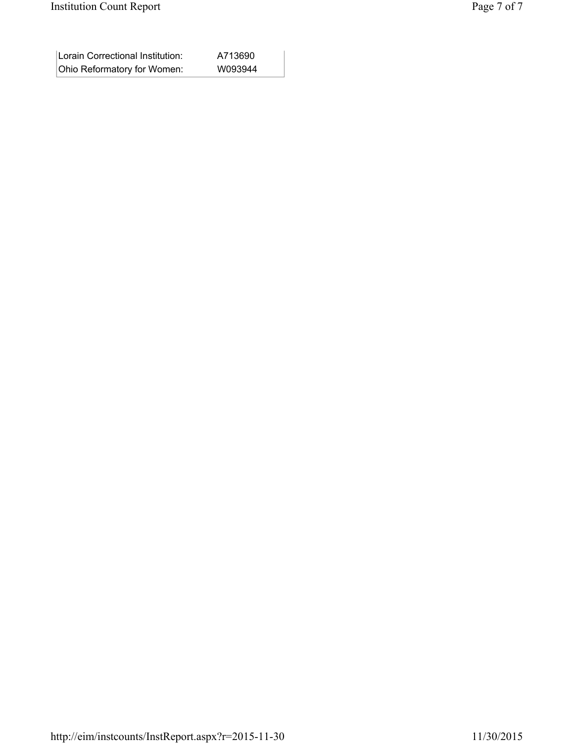| | |
|---|---|
| Lorain Correctional Institution: | A713690 |
| Ohio Reformatory for Women: | W093944 |